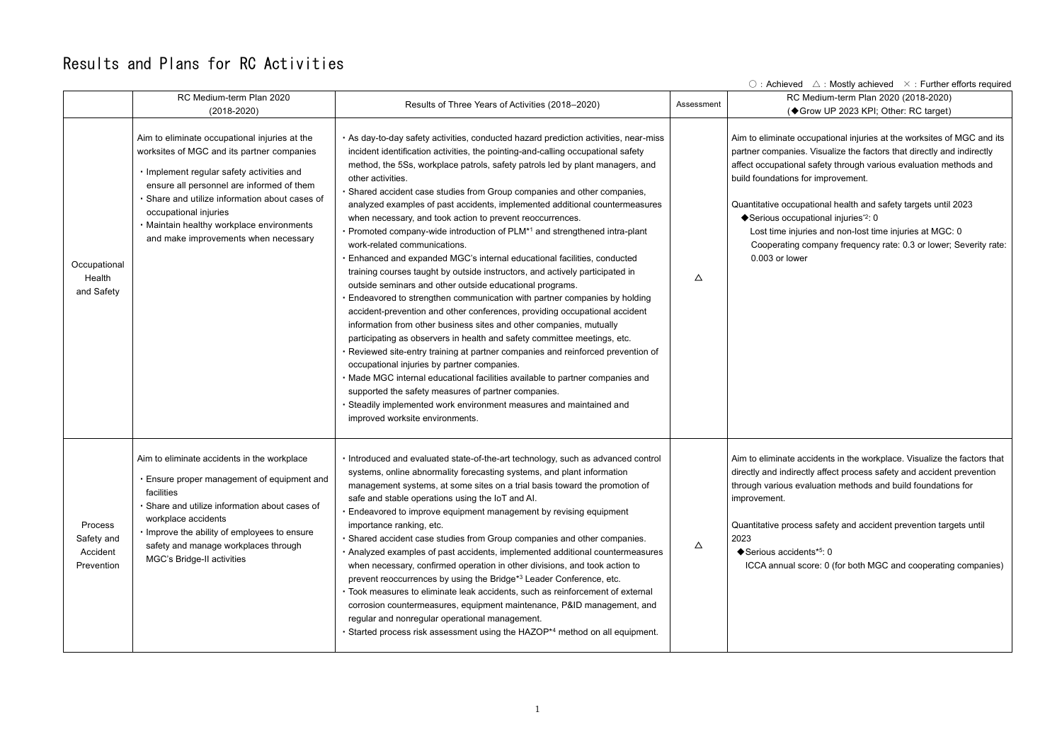# Results and Plans for RC Activities

○：Achieved　△：Mostly achieved　×：Further efforts required

| | RC Medium-term Plan 2020 (2018-2020) | Results of Three Years of Activities (2018–2020) | Assessment | RC Medium-term Plan 2020 (2018-2020) (◆Grow UP 2023 KPI; Other: RC target) |
|---|---|---|---|---|
| Occupational Health and Safety | Aim to eliminate occupational injuries at the worksites of MGC and its partner companies<br>・Implement regular safety activities and ensure all personnel are informed of them<br>・Share and utilize information about cases of occupational injuries<br>・Maintain healthy workplace environments and make improvements when necessary | ・As day-to-day safety activities, conducted hazard prediction activities, near-miss incident identification activities, the pointing-and-calling occupational safety method, the 5Ss, workplace patrols, safety patrols led by plant managers, and other activities.<br>・Shared accident case studies from Group companies and other companies, analyzed examples of past accidents, implemented additional countermeasures when necessary, and took action to prevent reoccurrences.<br>・Promoted company-wide introduction of PLM*1 and strengthened intra-plant work-related communications.<br>・Enhanced and expanded MGC's internal educational facilities, conducted training courses taught by outside instructors, and actively participated in outside seminars and other outside educational programs.<br>・Endeavored to strengthen communication with partner companies by holding accident-prevention and other conferences, providing occupational accident information from other business sites and other companies, mutually participating as observers in health and safety committee meetings, etc.<br>・Reviewed site-entry training at partner companies and reinforced prevention of occupational injuries by partner companies.<br>・Made MGC internal educational facilities available to partner companies and supported the safety measures of partner companies.<br>・Steadily implemented work environment measures and maintained and improved worksite environments. | △ | Aim to eliminate occupational injuries at the worksites of MGC and its partner companies. Visualize the factors that directly and indirectly affect occupational safety through various evaluation methods and build foundations for improvement.<br><br>Quantitative occupational health and safety targets until 2023<br>◆Serious occupational injuries*2: 0<br>Lost time injuries and non-lost time injuries at MGC: 0<br>Cooperating company frequency rate: 0.3 or lower; Severity rate: 0.003 or lower |
| Process Safety and Accident Prevention | Aim to eliminate accidents in the workplace<br>・Ensure proper management of equipment and facilities<br>・Share and utilize information about cases of workplace accidents<br>・Improve the ability of employees to ensure safety and manage workplaces through MGC's Bridge-II activities | ・Introduced and evaluated state-of-the-art technology, such as advanced control systems, online abnormality forecasting systems, and plant information management systems, at some sites on a trial basis toward the promotion of safe and stable operations using the IoT and AI.<br>・Endeavored to improve equipment management by revising equipment importance ranking, etc.<br>・Shared accident case studies from Group companies and other companies.<br>・Analyzed examples of past accidents, implemented additional countermeasures when necessary, confirmed operation in other divisions, and took action to prevent reoccurrences by using the Bridge*3 Leader Conference, etc.<br>・Took measures to eliminate leak accidents, such as reinforcement of external corrosion countermeasures, equipment maintenance, P&ID management, and regular and nonregular operational management.<br>・Started process risk assessment using the HAZOP*4 method on all equipment. | △ | Aim to eliminate accidents in the workplace. Visualize the factors that directly and indirectly affect process safety and accident prevention through various evaluation methods and build foundations for improvement.<br><br>Quantitative process safety and accident prevention targets until 2023<br>◆Serious accidents*5: 0<br>ICCA annual score: 0 (for both MGC and cooperating companies) |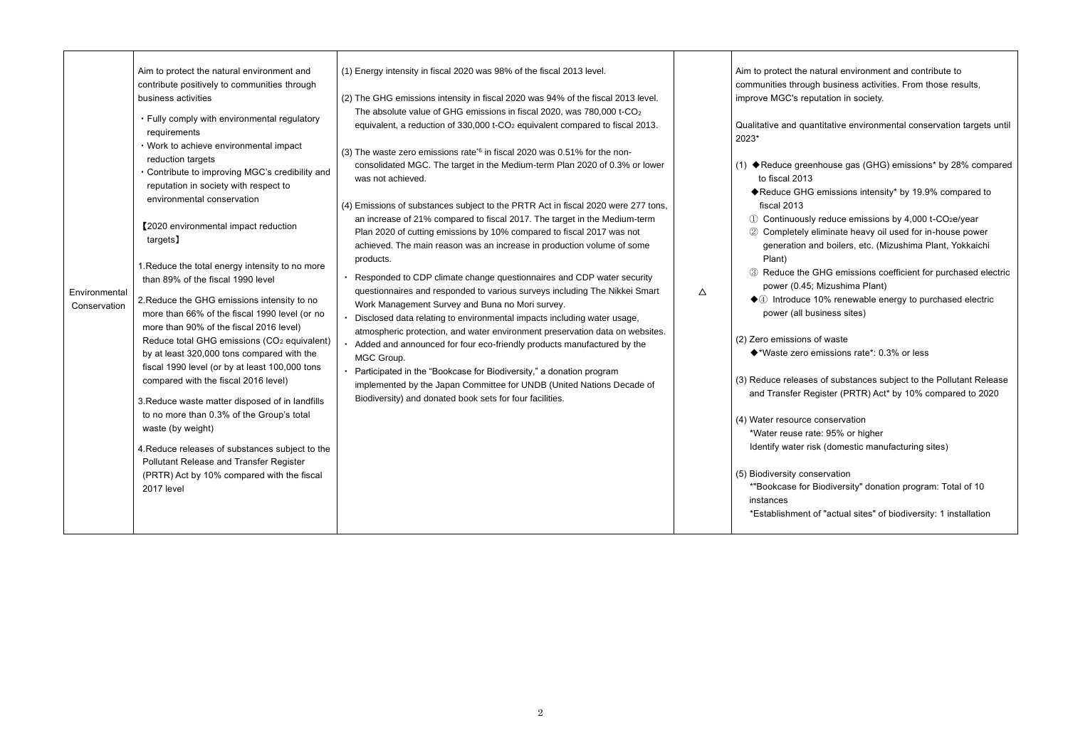| | | | | |
|---|---|---|---|---|
| Environmental Conservation | Aim to protect the natural environment and contribute positively to communities through business activities<br>・Fully comply with environmental regulatory requirements<br>・Work to achieve environmental impact reduction targets<br>・Contribute to improving MGC's credibility and reputation in society with respect to environmental conservation<br><br>【2020 environmental impact reduction targets】<br><br>1.Reduce the total energy intensity to no more than 89% of the fiscal 1990 level<br>2.Reduce the GHG emissions intensity to no more than 66% of the fiscal 1990 level (or no more than 90% of the fiscal 2016 level)<br>Reduce total GHG emissions ($CO_2$ equivalent) by at least 320,000 tons compared with the fiscal 1990 level (or by at least 100,000 tons compared with the fiscal 2016 level)<br>3.Reduce waste matter disposed of in landfills to no more than 0.3% of the Group's total waste (by weight)<br>4.Reduce releases of substances subject to the Pollutant Release and Transfer Register (PRTR) Act by 10% compared with the fiscal 2017 level | (1) Energy intensity in fiscal 2020 was 98% of the fiscal 2013 level.<br><br>(2) The GHG emissions intensity in fiscal 2020 was 94% of the fiscal 2013 level. The absolute value of GHG emissions in fiscal 2020, was 780,000 t-$CO_2$ equivalent, a reduction of 330,000 t-$CO_2$ equivalent compared to fiscal 2013.<br><br>(3) The waste zero emissions rate*6 in fiscal 2020 was 0.51% for the non-consolidated MGC. The target in the Medium-term Plan 2020 of 0.3% or lower was not achieved.<br><br>(4) Emissions of substances subject to the PRTR Act in fiscal 2020 were 277 tons, an increase of 21% compared to fiscal 2017. The target in the Medium-term Plan 2020 of cutting emissions by 10% compared to fiscal 2017 was not achieved. The main reason was an increase in production volume of some products.<br><br>・Responded to CDP climate change questionnaires and CDP water security questionnaires and responded to various surveys including The Nikkei Smart Work Management Survey and Buna no Mori survey.<br>・Disclosed data relating to environmental impacts including water usage, atmospheric protection, and water environment preservation data on websites.<br>・Added and announced for four eco-friendly products manufactured by the MGC Group.<br>・Participated in the "Bookcase for Biodiversity," a donation program implemented by the Japan Committee for UNDB (United Nations Decade of Biodiversity) and donated book sets for four facilities. | △ | Aim to protect the natural environment and contribute to communities through business activities. From those results, improve MGC's reputation in society.<br><br>Qualitative and quantitative environmental conservation targets until 2023*<br><br>(1) ◆Reduce greenhouse gas (GHG) emissions* by 28% compared to fiscal 2013<br>◆Reduce GHG emissions intensity* by 19.9% compared to fiscal 2013<br>① Continuously reduce emissions by 4,000 t-$CO_2$e/year<br>② Completely eliminate heavy oil used for in-house power generation and boilers, etc. (Mizushima Plant, Yokkaichi Plant)<br>③ Reduce the GHG emissions coefficient for purchased electric power (0.45; Mizushima Plant)<br>◆④ Introduce 10% renewable energy to purchased electric power (all business sites)<br><br>(2) Zero emissions of waste<br>◆*Waste zero emissions rate*: 0.3% or less<br><br>(3) Reduce releases of substances subject to the Pollutant Release and Transfer Register (PRTR) Act* by 10% compared to 2020<br><br>(4) Water resource conservation<br>*Water reuse rate: 95% or higher<br>Identify water risk (domestic manufacturing sites)<br><br>(5) Biodiversity conservation<br>*"Bookcase for Biodiversity" donation program: Total of 10 instances<br>*Establishment of "actual sites" of biodiversity: 1 installation |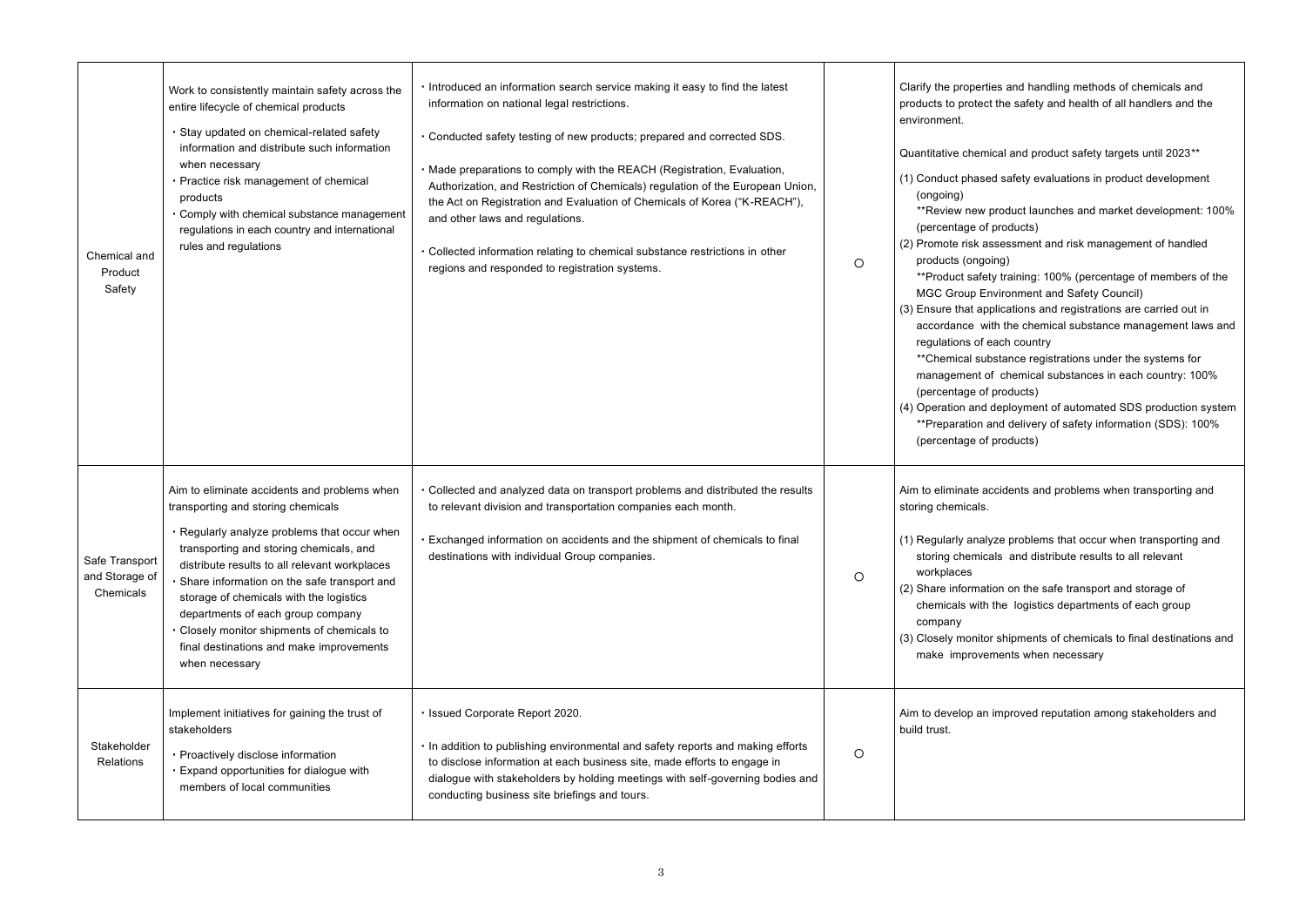| | | | | |
|---|---|---|---|---|
| Chemical and Product Safety | Work to consistently maintain safety across the entire lifecycle of chemical products<br>・Stay updated on chemical-related safety information and distribute such information when necessary<br>・Practice risk management of chemical products<br>・Comply with chemical substance management regulations in each country and international rules and regulations | ・Introduced an information search service making it easy to find the latest information on national legal restrictions.<br>・Conducted safety testing of new products; prepared and corrected SDS.<br>・Made preparations to comply with the REACH (Registration, Evaluation, Authorization, and Restriction of Chemicals) regulation of the European Union, the Act on Registration and Evaluation of Chemicals of Korea ("K-REACH"), and other laws and regulations.<br>・Collected information relating to chemical substance restrictions in other regions and responded to registration systems. | ○ | Clarify the properties and handling methods of chemicals and products to protect the safety and health of all handlers and the environment.<br><br>Quantitative chemical and product safety targets until 2023**<br>(1) Conduct phased safety evaluations in product development (ongoing)<br>**Review new product launches and market development: 100% (percentage of products)<br>(2) Promote risk assessment and risk management of handled products (ongoing)<br>**Product safety training: 100% (percentage of members of the MGC Group Environment and Safety Council)<br>(3) Ensure that applications and registrations are carried out in accordance with the chemical substance management laws and regulations of each country<br>**Chemical substance registrations under the systems for management of chemical substances in each country: 100% (percentage of products)<br>(4) Operation and deployment of automated SDS production system<br>**Preparation and delivery of safety information (SDS): 100% (percentage of products) |
| Safe Transport and Storage of Chemicals | Aim to eliminate accidents and problems when transporting and storing chemicals<br>・Regularly analyze problems that occur when transporting and storing chemicals, and distribute results to all relevant workplaces<br>・Share information on the safe transport and storage of chemicals with the logistics departments of each group company<br>・Closely monitor shipments of chemicals to final destinations and make improvements when necessary | ・Collected and analyzed data on transport problems and distributed the results to relevant division and transportation companies each month.<br>・Exchanged information on accidents and the shipment of chemicals to final destinations with individual Group companies. | ○ | Aim to eliminate accidents and problems when transporting and storing chemicals.<br><br>(1) Regularly analyze problems that occur when transporting and storing chemicals and distribute results to all relevant workplaces<br>(2) Share information on the safe transport and storage of chemicals with the logistics departments of each group company<br>(3) Closely monitor shipments of chemicals to final destinations and make improvements when necessary |
| Stakeholder Relations | Implement initiatives for gaining the trust of stakeholders<br>・Proactively disclose information<br>・Expand opportunities for dialogue with members of local communities | ・Issued Corporate Report 2020.<br>・In addition to publishing environmental and safety reports and making efforts to disclose information at each business site, made efforts to engage in dialogue with stakeholders by holding meetings with self-governing bodies and conducting business site briefings and tours. | ○ | Aim to develop an improved reputation among stakeholders and build trust. |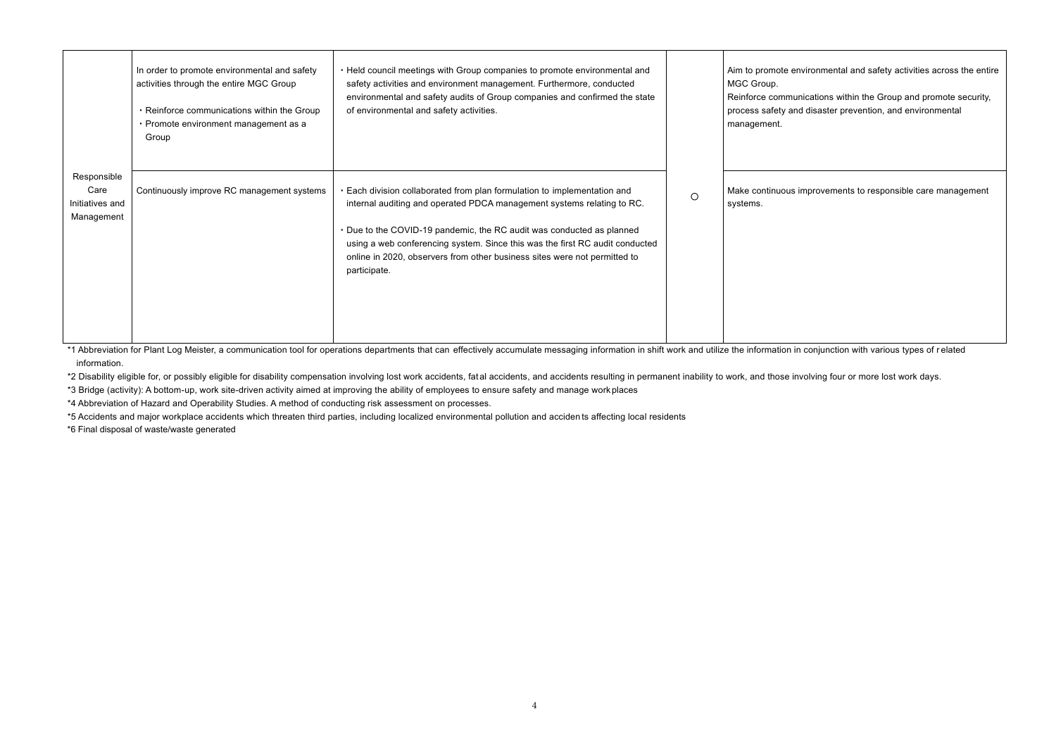| | | | | |
|---|---|---|---|---|
| Responsible Care Initiatives and Management | In order to promote environmental and safety activities through the entire MGC Group<br>・Reinforce communications within the Group<br>・Promote environment management as a Group | ・Held council meetings with Group companies to promote environmental and safety activities and environment management. Furthermore, conducted environmental and safety audits of Group companies and confirmed the state of environmental and safety activities. | ○ | Aim to promote environmental and safety activities across the entire MGC Group.<br>Reinforce communications within the Group and promote security, process safety and disaster prevention, and environmental management. |
| | Continuously improve RC management systems | ・Each division collaborated from plan formulation to implementation and internal auditing and operated PDCA management systems relating to RC.<br>・Due to the COVID-19 pandemic, the RC audit was conducted as planned using a web conferencing system. Since this was the first RC audit conducted online in 2020, observers from other business sites were not permitted to participate. | | Make continuous improvements to responsible care management systems. |

*1 Abbreviation for Plant Log Meister, a communication tool for operations departments that can effectively accumulate messaging information in shift work and utilize the information in conjunction with various types of related information.

*2 Disability eligible for, or possibly eligible for disability compensation involving lost work accidents, fatal accidents, and accidents resulting in permanent inability to work, and those involving four or more lost work days.

*3 Bridge (activity): A bottom-up, work site-driven activity aimed at improving the ability of employees to ensure safety and manage workplaces

*4 Abbreviation of Hazard and Operability Studies. A method of conducting risk assessment on processes.

*5 Accidents and major workplace accidents which threaten third parties, including localized environmental pollution and accidents affecting local residents

*6 Final disposal of waste/waste generated